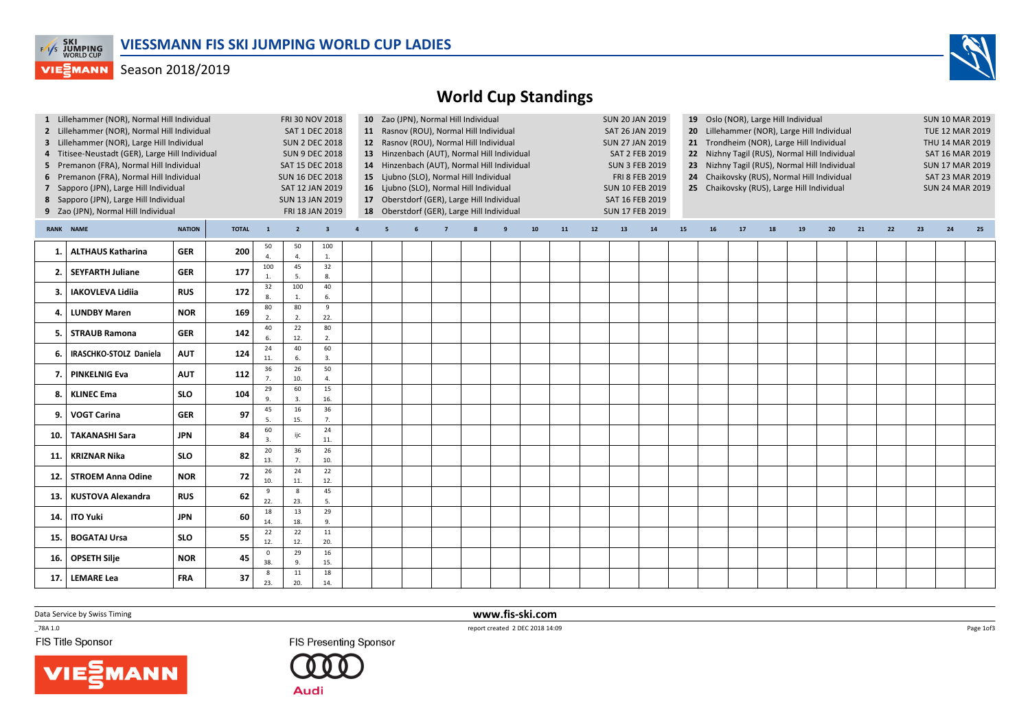# VIESSMANN FIS SKI JUMPING WORLD CUP LADIES

Season 2018/2019

## World Cup Standings

| # | Event | Date |
|---|---|---|
| 1 | Lillehammer (NOR), Normal Hill Individual | FRI 30 NOV 2018 |
| 2 | Lillehammer (NOR), Normal Hill Individual | SAT 1 DEC 2018 |
| 3 | Lillehammer (NOR), Large Hill Individual | SUN 2 DEC 2018 |
| 4 | Titisee-Neustadt (GER), Large Hill Individual | SUN 9 DEC 2018 |
| 5 | Premanon (FRA), Normal Hill Individual | SAT 15 DEC 2018 |
| 6 | Premanon (FRA), Normal Hill Individual | SUN 16 DEC 2018 |
| 7 | Sapporo (JPN), Large Hill Individual | SAT 12 JAN 2019 |
| 8 | Sapporo (JPN), Large Hill Individual | SUN 13 JAN 2019 |
| 9 | Zao (JPN), Normal Hill Individual | FRI 18 JAN 2019 |
| 10 | Zao (JPN), Normal Hill Individual | SUN 20 JAN 2019 |
| 11 | Rasnov (ROU), Normal Hill Individual | SAT 26 JAN 2019 |
| 12 | Rasnov (ROU), Normal Hill Individual | SUN 27 JAN 2019 |
| 13 | Hinzenbach (AUT), Normal Hill Individual | SAT 2 FEB 2019 |
| 14 | Hinzenbach (AUT), Normal Hill Individual | SUN 3 FEB 2019 |
| 15 | Ljubno (SLO), Normal Hill Individual | FRI 8 FEB 2019 |
| 16 | Ljubno (SLO), Normal Hill Individual | SUN 10 FEB 2019 |
| 17 | Oberstdorf (GER), Large Hill Individual | SAT 16 FEB 2019 |
| 18 | Oberstdorf (GER), Large Hill Individual | SUN 17 FEB 2019 |
| 19 | Oslo (NOR), Large Hill Individual | SUN 10 MAR 2019 |
| 20 | Lillehammer (NOR), Large Hill Individual | TUE 12 MAR 2019 |
| 21 | Trondheim (NOR), Large Hill Individual | THU 14 MAR 2019 |
| 22 | Nizhny Tagil (RUS), Normal Hill Individual | SAT 16 MAR 2019 |
| 23 | Nizhny Tagil (RUS), Normal Hill Individual | SUN 17 MAR 2019 |
| 24 | Chaikovsky (RUS), Normal Hill Individual | SAT 23 MAR 2019 |
| 25 | Chaikovsky (RUS), Large Hill Individual | SUN 24 MAR 2019 |

| RANK | NAME | NATION | TOTAL | 1 | 2 | 3 | 4 | 5 | 6 | 7 | 8 | 9 | 10 | 11 | 12 | 13 | 14 | 15 | 16 | 17 | 18 | 19 | 20 | 21 | 22 | 23 | 24 | 25 |
|---|---|---|---|---|---|---|---|---|---|---|---|---|---|---|---|---|---|---|---|---|---|---|---|---|---|---|---|---|
| 1. | ALTHAUS Katharina | GER | 200 | 50 4. | 50 4. | 100 1. | | | | | | | | | | | | | | | | | | | | | | |
| 2. | SEYFARTH Juliane | GER | 177 | 100 1. | 45 5. | 32 8. | | | | | | | | | | | | | | | | | | | | | | |
| 3. | IAKOVLEVA Lidiia | RUS | 172 | 32 8. | 100 1. | 40 6. | | | | | | | | | | | | | | | | | | | | | | |
| 4. | LUNDBY Maren | NOR | 169 | 80 2. | 80 2. | 9 22. | | | | | | | | | | | | | | | | | | | | | | |
| 5. | STRAUB Ramona | GER | 142 | 40 6. | 22 12. | 80 2. | | | | | | | | | | | | | | | | | | | | | | |
| 6. | IRASCHKO-STOLZ Daniela | AUT | 124 | 24 11. | 40 6. | 60 3. | | | | | | | | | | | | | | | | | | | | | | |
| 7. | PINKELNIG Eva | AUT | 112 | 36 7. | 26 10. | 50 4. | | | | | | | | | | | | | | | | | | | | | | |
| 8. | KLINEC Ema | SLO | 104 | 29 9. | 60 3. | 15 16. | | | | | | | | | | | | | | | | | | | | | | |
| 9. | VOGT Carina | GER | 97 | 45 5. | 16 15. | 36 7. | | | | | | | | | | | | | | | | | | | | | | |
| 10. | TAKANASHI Sara | JPN | 84 | 60 3. | ijc | 24 11. | | | | | | | | | | | | | | | | | | | | | | |
| 11. | KRIZNAR Nika | SLO | 82 | 20 13. | 36 7. | 26 10. | | | | | | | | | | | | | | | | | | | | | | |
| 12. | STROEM Anna Odine | NOR | 72 | 26 10. | 24 11. | 22 12. | | | | | | | | | | | | | | | | | | | | | | |
| 13. | KUSTOVA Alexandra | RUS | 62 | 9 22. | 8 23. | 45 5. | | | | | | | | | | | | | | | | | | | | | | |
| 14. | ITO Yuki | JPN | 60 | 18 14. | 13 18. | 29 9. | | | | | | | | | | | | | | | | | | | | | | |
| 15. | BOGATAJ Ursa | SLO | 55 | 22 12. | 22 12. | 11 20. | | | | | | | | | | | | | | | | | | | | | | |
| 16. | OPSETH Silje | NOR | 45 | 0 38. | 29 9. | 16 15. | | | | | | | | | | | | | | | | | | | | | | |
| 17. | LEMARE Lea | FRA | 37 | 8 23. | 11 20. | 18 14. | | | | | | | | | | | | | | | | | | | | | | |

Data Service by Swiss Timing

www.fis-ski.com

_78A 1.0

report created 2 DEC 2018 14:09

FIS Title Sponsor: VIESSMANN

FIS Presenting Sponsor: Audi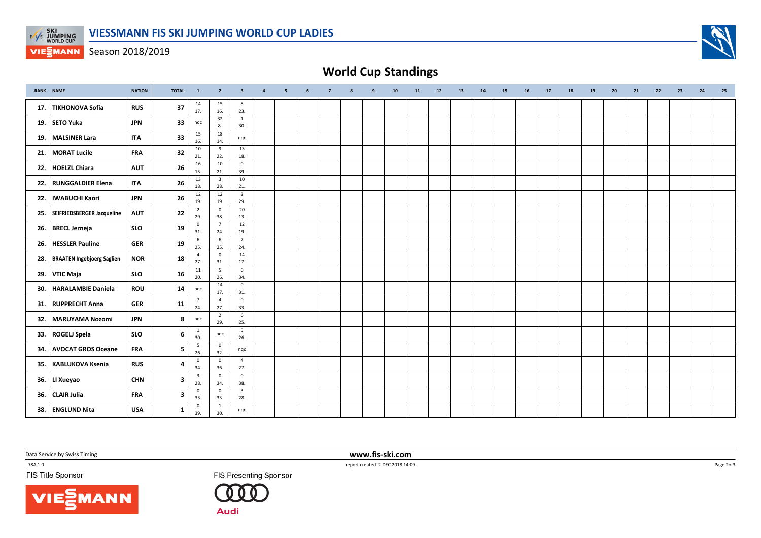# VIESSMANN FIS SKI JUMPING WORLD CUP LADIES

Season 2018/2019

## World Cup Standings

| RANK | NAME | NATION | TOTAL | 1 | 2 | 3 | 4 | 5 | 6 | 7 | 8 | 9 | 10 | 11 | 12 | 13 | 14 | 15 | 16 | 17 | 18 | 19 | 20 | 21 | 22 | 23 | 24 | 25 |
|---|---|---|---|---|---|---|---|---|---|---|---|---|---|---|---|---|---|---|---|---|---|---|---|---|---|---|---|---|
| 17. | TIKHONOVA Sofia | RUS | 37 | 14 17. | 15 16. | 8 23. | | | | | | | | | | | | | | | | | | | | | | |
| 19. | SETO Yuka | JPN | 33 | nqc | 32 8. | 1 30. | | | | | | | | | | | | | | | | | | | | | | |
| 19. | MALSINER Lara | ITA | 33 | 15 16. | 18 14. | nqc | | | | | | | | | | | | | | | | | | | | | | |
| 21. | MORAT Lucile | FRA | 32 | 10 21. | 9 22. | 13 18. | | | | | | | | | | | | | | | | | | | | | | |
| 22. | HOELZL Chiara | AUT | 26 | 16 15. | 10 21. | 0 39. | | | | | | | | | | | | | | | | | | | | | | |
| 22. | RUNGGALDIER Elena | ITA | 26 | 13 18. | 3 28. | 10 21. | | | | | | | | | | | | | | | | | | | | | | |
| 22. | IWABUCHI Kaori | JPN | 26 | 12 19. | 12 19. | 2 29. | | | | | | | | | | | | | | | | | | | | | | |
| 25. | SEIFRIEDSBERGER Jacqueline | AUT | 22 | 2 29. | 0 38. | 20 13. | | | | | | | | | | | | | | | | | | | | | | |
| 26. | BRECL Jerneja | SLO | 19 | 0 31. | 7 24. | 12 19. | | | | | | | | | | | | | | | | | | | | | | |
| 26. | HESSLER Pauline | GER | 19 | 6 25. | 6 25. | 7 24. | | | | | | | | | | | | | | | | | | | | | | |
| 28. | BRAATEN Ingebjoerg Saglien | NOR | 18 | 4 27. | 0 31. | 14 17. | | | | | | | | | | | | | | | | | | | | | | |
| 29. | VTIC Maja | SLO | 16 | 11 20. | 5 26. | 0 34. | | | | | | | | | | | | | | | | | | | | | | |
| 30. | HARALAMBIE Daniela | ROU | 14 | nqc | 14 17. | 0 31. | | | | | | | | | | | | | | | | | | | | | | |
| 31. | RUPPRECHT Anna | GER | 11 | 7 24. | 4 27. | 0 33. | | | | | | | | | | | | | | | | | | | | | | |
| 32. | MARUYAMA Nozomi | JPN | 8 | nqc | 2 29. | 6 25. | | | | | | | | | | | | | | | | | | | | | | |
| 33. | ROGELJ Spela | SLO | 6 | 1 30. | nqc | 5 26. | | | | | | | | | | | | | | | | | | | | | | |
| 34. | AVOCAT GROS Oceane | FRA | 5 | 5 26. | 0 32. | nqc | | | | | | | | | | | | | | | | | | | | | | |
| 35. | KABLUKOVA Ksenia | RUS | 4 | 0 34. | 0 36. | 4 27. | | | | | | | | | | | | | | | | | | | | | | |
| 36. | LI Xueyao | CHN | 3 | 3 28. | 0 34. | 0 38. | | | | | | | | | | | | | | | | | | | | | | |
| 36. | CLAIR Julia | FRA | 3 | 0 33. | 0 33. | 3 28. | | | | | | | | | | | | | | | | | | | | | | |
| 38. | ENGLUND Nita | USA | 1 | 0 39. | 1 30. | nqc | | | | | | | | | | | | | | | | | | | | | | |

Data Service by Swiss Timing

www.fis-ski.com

_78A 1.0

report created 2 DEC 2018 14:09

FIS Title Sponsor

FIS Presenting Sponsor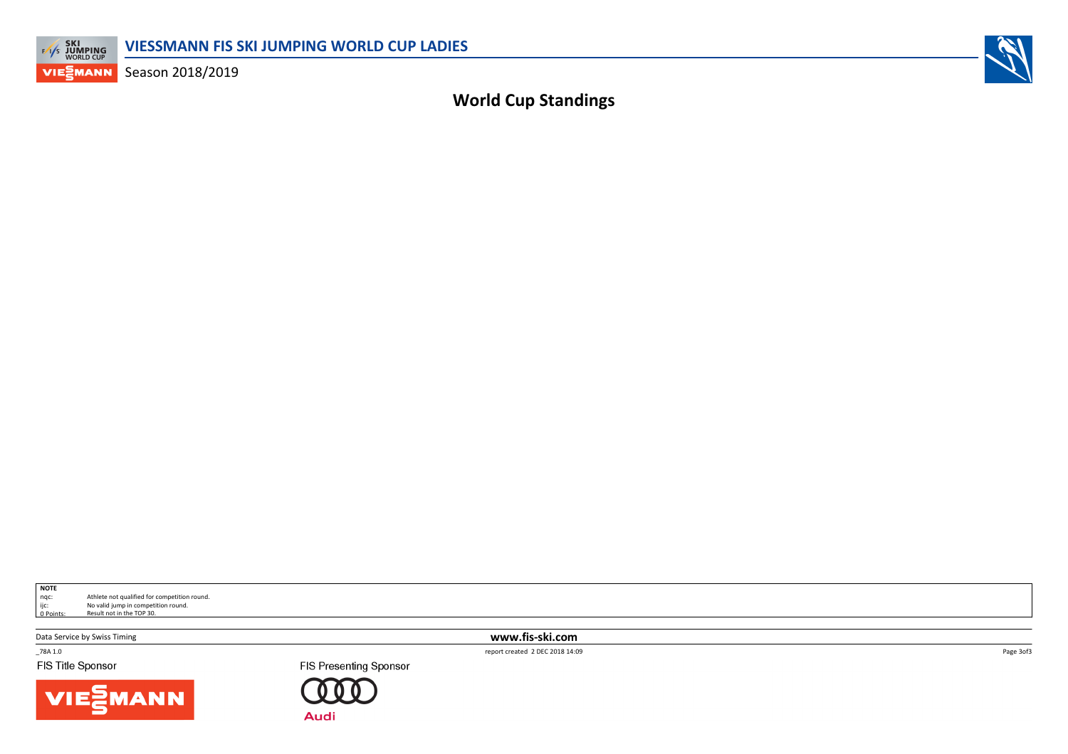## World Cup Standings

| NOTE | |
|---|---|
| nqc: | Athlete not qualified for competition round. |
| ijc: | No valid jump in competition round. |
| 0 Points: | Result not in the TOP 30. |

Data Service by Swiss Timing

www.fis-ski.com

_78A 1.0

report created 2 DEC 2018 14:09

FIS Title Sponsor

FIS Presenting Sponsor